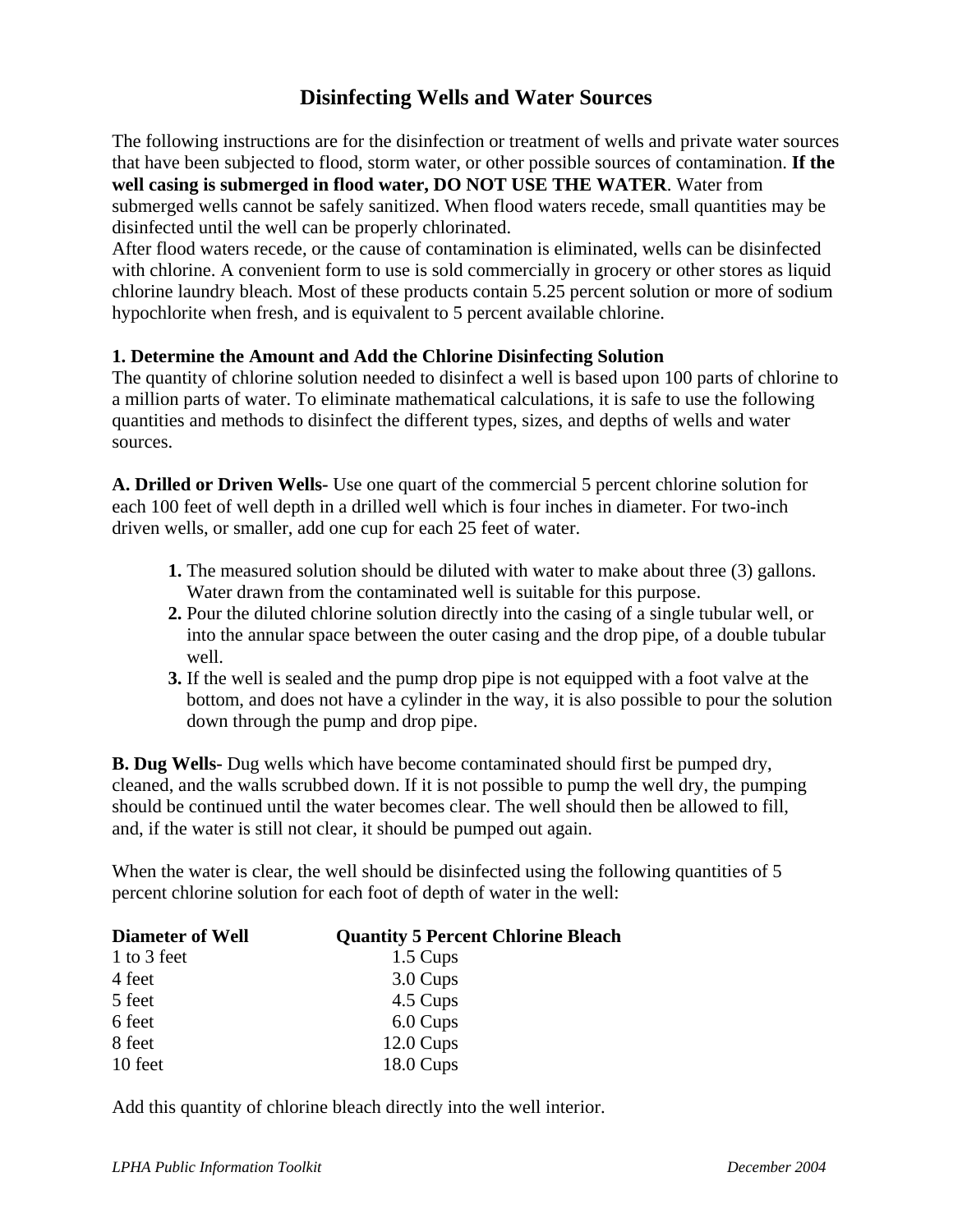# Disinfecting Wells and Water Sources

The following instructions are for the disinfection or treatment of wells and private water sources that have been subjected to flood, storm water, or other possible sources of contamination. **If the well casing is submerged in flood water, DO NOT USE THE WATER**. Water from submerged wells cannot be safely sanitized. When flood waters recede, small quantities may be disinfected until the well can be properly chlorinated.

After flood waters recede, or the cause of contamination is eliminated, wells can be disinfected with chlorine. A convenient form to use is sold commercially in grocery or other stores as liquid chlorine laundry bleach. Most of these products contain 5.25 percent solution or more of sodium hypochlorite when fresh, and is equivalent to 5 percent available chlorine.

**1. Determine the Amount and Add the Chlorine Disinfecting Solution**

The quantity of chlorine solution needed to disinfect a well is based upon 100 parts of chlorine to a million parts of water. To eliminate mathematical calculations, it is safe to use the following quantities and methods to disinfect the different types, sizes, and depths of wells and water sources.

**A. Drilled or Driven Wells-** Use one quart of the commercial 5 percent chlorine solution for each 100 feet of well depth in a drilled well which is four inches in diameter. For two-inch driven wells, or smaller, add one cup for each 25 feet of water.

1. The measured solution should be diluted with water to make about three (3) gallons. Water drawn from the contaminated well is suitable for this purpose.
2. Pour the diluted chlorine solution directly into the casing of a single tubular well, or into the annular space between the outer casing and the drop pipe, of a double tubular well.
3. If the well is sealed and the pump drop pipe is not equipped with a foot valve at the bottom, and does not have a cylinder in the way, it is also possible to pour the solution down through the pump and drop pipe.

**B. Dug Wells-** Dug wells which have become contaminated should first be pumped dry, cleaned, and the walls scrubbed down. If it is not possible to pump the well dry, the pumping should be continued until the water becomes clear. The well should then be allowed to fill, and, if the water is still not clear, it should be pumped out again.

When the water is clear, the well should be disinfected using the following quantities of 5 percent chlorine solution for each foot of depth of water in the well:

| Diameter of Well | Quantity 5 Percent Chlorine Bleach |
| --- | --- |
| 1 to 3 feet | 1.5 Cups |
| 4 feet | 3.0 Cups |
| 5 feet | 4.5 Cups |
| 6 feet | 6.0 Cups |
| 8 feet | 12.0 Cups |
| 10 feet | 18.0 Cups |

Add this quantity of chlorine bleach directly into the well interior.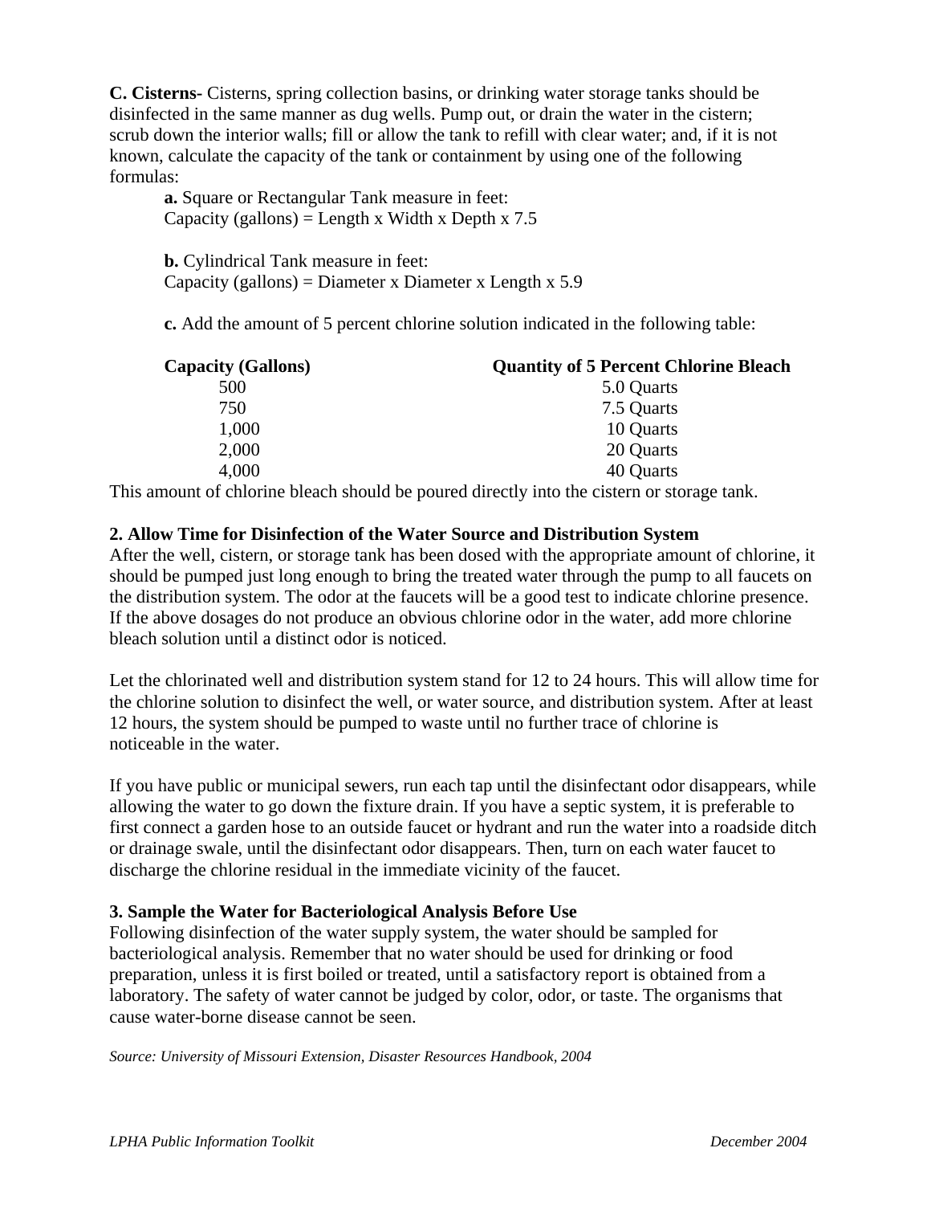**C. Cisterns**- Cisterns, spring collection basins, or drinking water storage tanks should be disinfected in the same manner as dug wells. Pump out, or drain the water in the cistern; scrub down the interior walls; fill or allow the tank to refill with clear water; and, if it is not known, calculate the capacity of the tank or containment by using one of the following formulas:

**a.** Square or Rectangular Tank measure in feet:
Capacity (gallons) = Length x Width x Depth x 7.5

**b.** Cylindrical Tank measure in feet:
Capacity (gallons) = Diameter x Diameter x Length x 5.9

**c.** Add the amount of 5 percent chlorine solution indicated in the following table:

| Capacity (Gallons) | Quantity of 5 Percent Chlorine Bleach |
|---|---|
| 500 | 5.0 Quarts |
| 750 | 7.5 Quarts |
| 1,000 | 10 Quarts |
| 2,000 | 20 Quarts |
| 4,000 | 40 Quarts |

This amount of chlorine bleach should be poured directly into the cistern or storage tank.

### 2. Allow Time for Disinfection of the Water Source and Distribution System

After the well, cistern, or storage tank has been dosed with the appropriate amount of chlorine, it should be pumped just long enough to bring the treated water through the pump to all faucets on the distribution system. The odor at the faucets will be a good test to indicate chlorine presence. If the above dosages do not produce an obvious chlorine odor in the water, add more chlorine bleach solution until a distinct odor is noticed.

Let the chlorinated well and distribution system stand for 12 to 24 hours. This will allow time for the chlorine solution to disinfect the well, or water source, and distribution system. After at least 12 hours, the system should be pumped to waste until no further trace of chlorine is noticeable in the water.

If you have public or municipal sewers, run each tap until the disinfectant odor disappears, while allowing the water to go down the fixture drain. If you have a septic system, it is preferable to first connect a garden hose to an outside faucet or hydrant and run the water into a roadside ditch or drainage swale, until the disinfectant odor disappears. Then, turn on each water faucet to discharge the chlorine residual in the immediate vicinity of the faucet.

### 3. Sample the Water for Bacteriological Analysis Before Use

Following disinfection of the water supply system, the water should be sampled for bacteriological analysis. Remember that no water should be used for drinking or food preparation, unless it is first boiled or treated, until a satisfactory report is obtained from a laboratory. The safety of water cannot be judged by color, odor, or taste. The organisms that cause water-borne disease cannot be seen.

*Source: University of Missouri Extension, Disaster Resources Handbook, 2004*